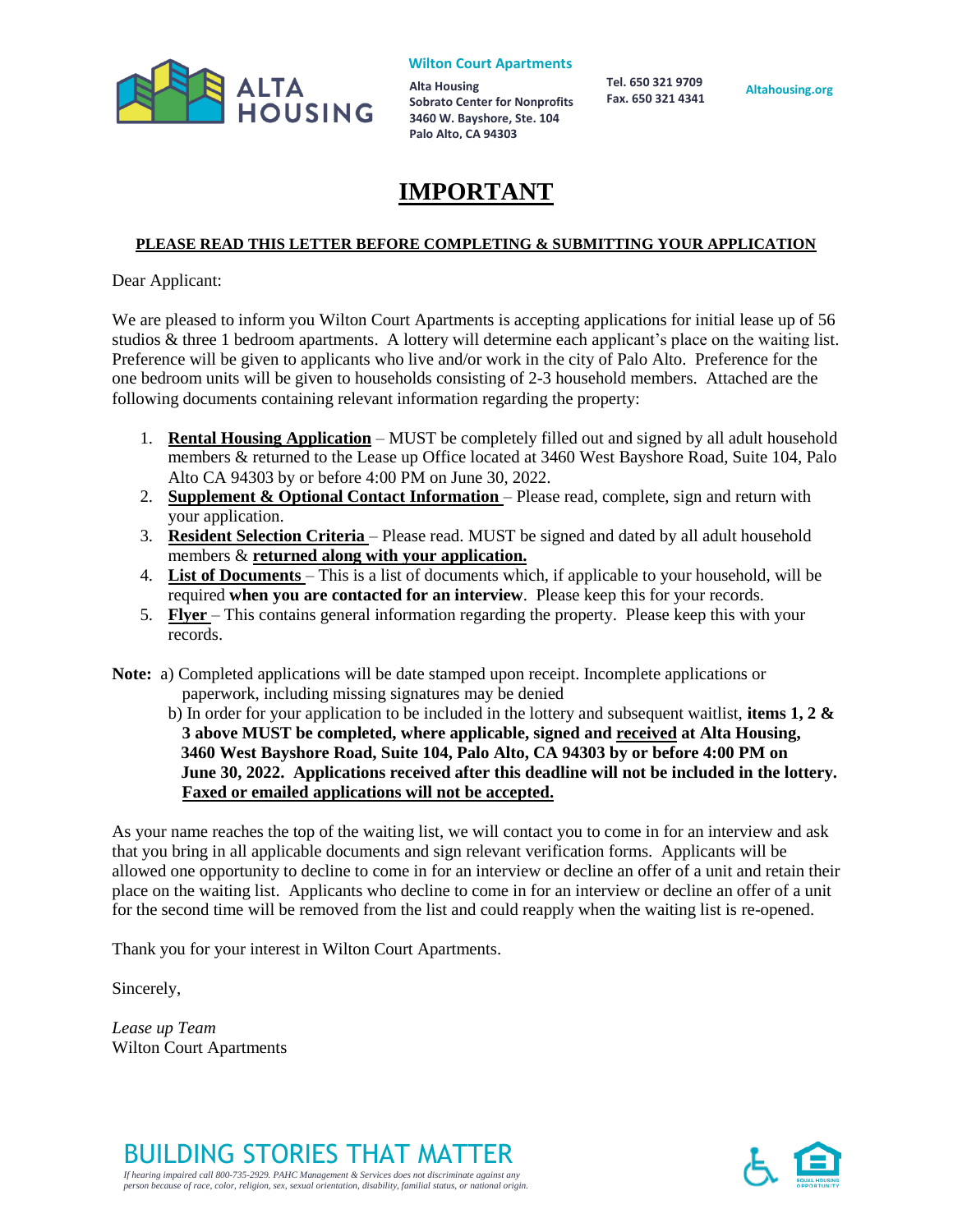**Wilton Court Apartments**

**Alta Housing**
**Sobrato Center for Nonprofits**
**3460 W. Bayshore, Ste. 104**
**Palo Alto, CA 94303**

**Tel. 650 321 9709**
**Fax. 650 321 4341**

**Altahousing.org**

# IMPORTANT

**PLEASE READ THIS LETTER BEFORE COMPLETING & SUBMITTING YOUR APPLICATION**

Dear Applicant:

We are pleased to inform you Wilton Court Apartments is accepting applications for initial lease up of 56 studios & three 1 bedroom apartments. A lottery will determine each applicant's place on the waiting list. Preference will be given to applicants who live and/or work in the city of Palo Alto. Preference for the one bedroom units will be given to households consisting of 2-3 household members. Attached are the following documents containing relevant information regarding the property:

1. **Rental Housing Application** – MUST be completely filled out and signed by all adult household members & returned to the Lease up Office located at 3460 West Bayshore Road, Suite 104, Palo Alto CA 94303 by or before 4:00 PM on June 30, 2022.
2. **Supplement & Optional Contact Information** – Please read, complete, sign and return with your application.
3. **Resident Selection Criteria** – Please read. MUST be signed and dated by all adult household members & **returned along with your application.**
4. **List of Documents** – This is a list of documents which, if applicable to your household, will be required **when you are contacted for an interview**. Please keep this for your records.
5. **Flyer** – This contains general information regarding the property. Please keep this with your records.

**Note:** a) Completed applications will be date stamped upon receipt. Incomplete applications or paperwork, including missing signatures may be denied

b) In order for your application to be included in the lottery and subsequent waitlist, **items 1, 2 & 3 above MUST be completed, where applicable, signed and received at Alta Housing, 3460 West Bayshore Road, Suite 104, Palo Alto, CA 94303 by or before 4:00 PM on June 30, 2022. Applications received after this deadline will not be included in the lottery. Faxed or emailed applications will not be accepted.**

As your name reaches the top of the waiting list, we will contact you to come in for an interview and ask that you bring in all applicable documents and sign relevant verification forms. Applicants will be allowed one opportunity to decline to come in for an interview or decline an offer of a unit and retain their place on the waiting list. Applicants who decline to come in for an interview or decline an offer of a unit for the second time will be removed from the list and could reapply when the waiting list is re-opened.

Thank you for your interest in Wilton Court Apartments.

Sincerely,

*Lease up Team*
Wilton Court Apartments

BUILDING STORIES THAT MATTER

*If hearing impaired call 800-735-2929. PAHC Management & Services does not discriminate against any person because of race, color, religion, sex, sexual orientation, disability, familial status, or national origin.*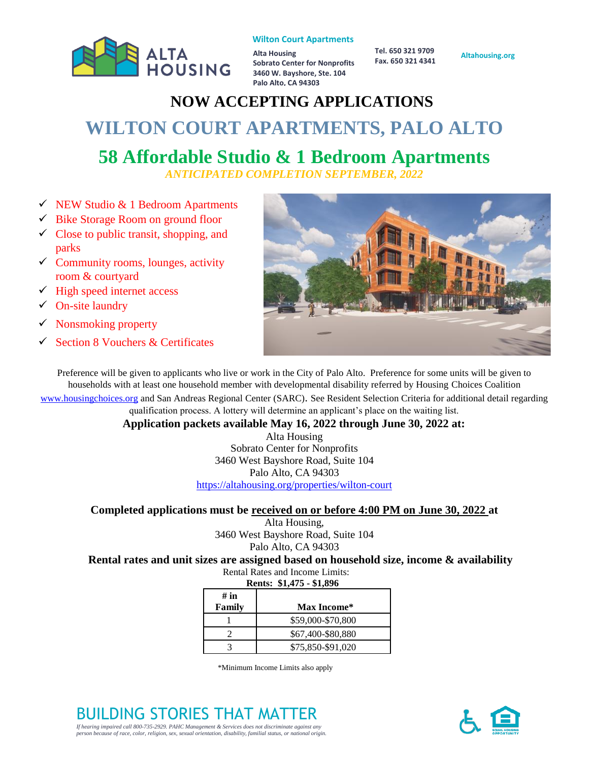**Wilton Court Apartments**

**Alta Housing**
**Sobrato Center for Nonprofits**
**3460 W. Bayshore, Ste. 104**
**Palo Alto, CA 94303**

**Tel. 650 321 9709**
**Fax. 650 321 4341**

**Altahousing.org**

# NOW ACCEPTING APPLICATIONS

# WILTON COURT APARTMENTS, PALO ALTO

## 58 Affordable Studio & 1 Bedroom Apartments

***ANTICIPATED COMPLETION SEPTEMBER, 2022***

- ✓ NEW Studio & 1 Bedroom Apartments
- ✓ Bike Storage Room on ground floor
- ✓ Close to public transit, shopping, and parks
- ✓ Community rooms, lounges, activity room & courtyard
- ✓ High speed internet access
- ✓ On-site laundry
- ✓ Nonsmoking property
- ✓ Section 8 Vouchers & Certificates

Preference will be given to applicants who live or work in the City of Palo Alto. Preference for some units will be given to households with at least one household member with developmental disability referred by Housing Choices Coalition www.housingchoices.org and San Andreas Regional Center (SARC). See Resident Selection Criteria for additional detail regarding qualification process. A lottery will determine an applicant's place on the waiting list.

**Application packets available May 16, 2022 through June 30, 2022 at:**

Alta Housing
Sobrato Center for Nonprofits
3460 West Bayshore Road, Suite 104
Palo Alto, CA 94303
https://altahousing.org/properties/wilton-court

**Completed applications must be received on or before 4:00 PM on June 30, 2022 at**

Alta Housing,
3460 West Bayshore Road, Suite 104
Palo Alto, CA 94303

**Rental rates and unit sizes are assigned based on household size, income & availability**

Rental Rates and Income Limits:

**Rents: $1,475 - $1,896**

| # in Family | Max Income* |
|---|---|
| 1 | $59,000-$70,800 |
| 2 | $67,400-$80,880 |
| 3 | $75,850-$91,020 |

*Minimum Income Limits also apply

BUILDING STORIES THAT MATTER

*If hearing impaired call 800-735-2929. PAHC Management & Services does not discriminate against any person because of race, color, religion, sex, sexual orientation, disability, familial status, or national origin.*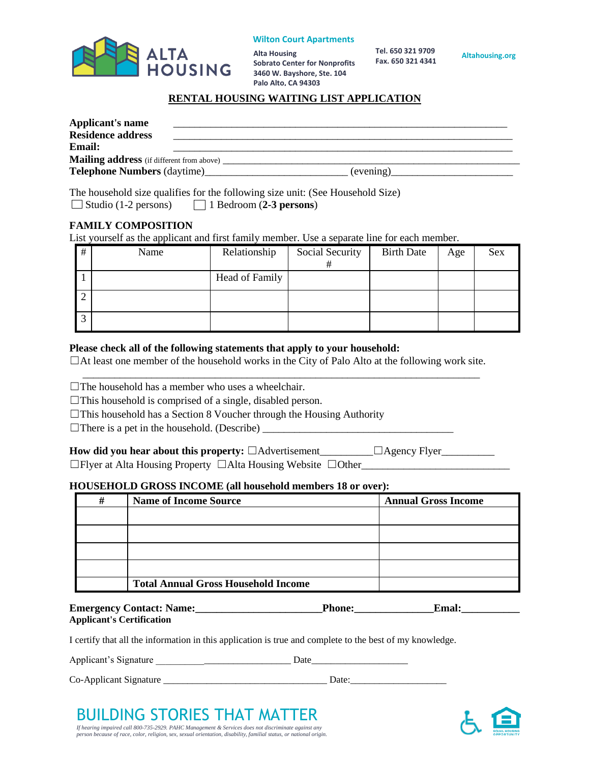**Wilton Court Apartments**

**Alta Housing**
**Sobrato Center for Nonprofits**
**3460 W. Bayshore, Ste. 104**
**Palo Alto, CA 94303**

**Tel. 650 321 9709**
**Fax. 650 321 4341**

**Altahousing.org**

## RENTAL HOUSING WAITING LIST APPLICATION

**Applicant's name** ____________________________________________________________
**Residence address** ____________________________________________________________
**Email:** ____________________________________________________________
**Mailing address** (if different from above) ____________________________________________________________
**Telephone Numbers** (daytime)__________________________ (evening)______________________

The household size qualifies for the following size unit: (See Household Size)
☐ Studio (1-2 persons)   ☐ 1 Bedroom (**2-3 persons**)

**FAMILY COMPOSITION**
List yourself as the applicant and first family member. Use a separate line for each member.

| # | Name | Relationship | Social Security # | Birth Date | Age | Sex |
|---|---|---|---|---|---|---|
| 1 | | Head of Family | | | | |
| 2 | | | | | | |
| 3 | | | | | | |

**Please check all of the following statements that apply to your household:**
☐At least one member of the household works in the City of Palo Alto at the following work site.
____________________________________________________________________________

☐The household has a member who uses a wheelchair.
☐This household is comprised of a single, disabled person.
☐This household has a Section 8 Voucher through the Housing Authority
☐There is a pet in the household. (Describe) ___________________________________

**How did you hear about this property:** ☐Advertisement__________ ☐Agency Flyer__________
☐Flyer at Alta Housing Property ☐Alta Housing Website ☐Other___________________________

**HOUSEHOLD GROSS INCOME (all household members 18 or over):**

| # | Name of Income Source | Annual Gross Income |
|---|---|---|
| | | |
| | | |
| | | |
| | | |
| | **Total Annual Gross Household Income** | |

**Emergency Contact: Name:________________________Phone:______________Emal:___________**
**Applicant's Certification**

I certify that all the information in this application is true and complete to the best of my knowledge.

Applicant's Signature ____________________________ Date____________________

Co-Applicant Signature _________________________________ Date:____________________

BUILDING STORIES THAT MATTER

*If hearing impaired call 800-735-2929. PAHC Management & Services does not discriminate against any person because of race, color, religion, sex, sexual orientation, disability, familial status, or national origin.*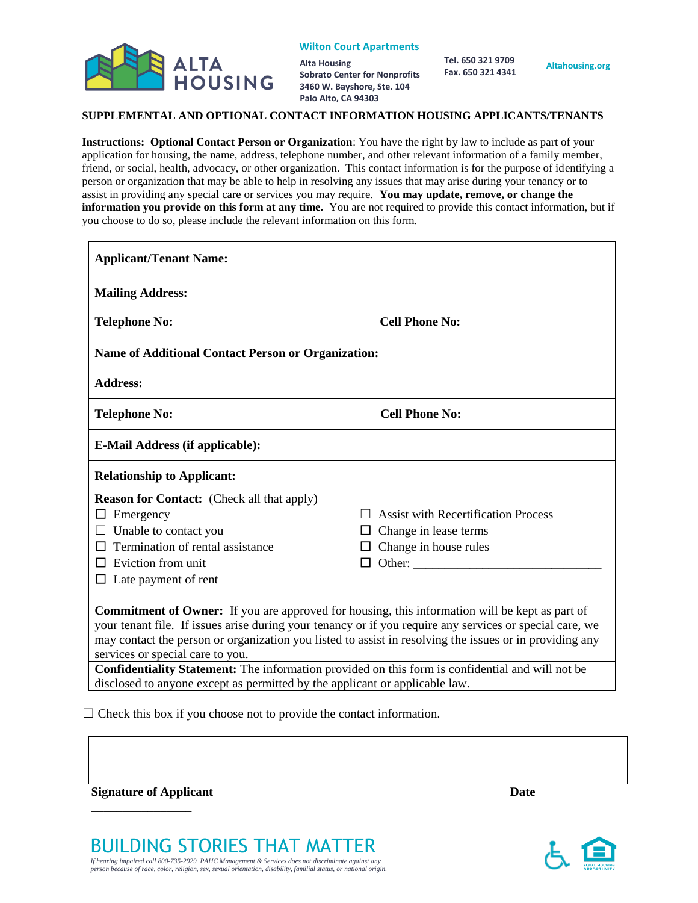**Wilton Court Apartments**

Alta Housing
Sobrato Center for Nonprofits
3460 W. Bayshore, Ste. 104
Palo Alto, CA 94303

Tel. 650 321 9709
Fax. 650 321 4341

Altahousing.org

## SUPPLEMENTAL AND OPTIONAL CONTACT INFORMATION HOUSING APPLICANTS/TENANTS

**Instructions: Optional Contact Person or Organization**: You have the right by law to include as part of your application for housing, the name, address, telephone number, and other relevant information of a family member, friend, or social, health, advocacy, or other organization. This contact information is for the purpose of identifying a person or organization that may be able to help in resolving any issues that may arise during your tenancy or to assist in providing any special care or services you may require. **You may update, remove, or change the information you provide on this form at any time.** You are not required to provide this contact information, but if you choose to do so, please include the relevant information on this form.

**Applicant/Tenant Name:**

**Mailing Address:**

**Telephone No:** **Cell Phone No:**

**Name of Additional Contact Person or Organization:**

**Address:**

**Telephone No:** **Cell Phone No:**

**E-Mail Address (if applicable):**

**Relationship to Applicant:**

**Reason for Contact:** (Check all that apply)

- ☐ Emergency
- ☐ Unable to contact you
- ☐ Termination of rental assistance
- ☐ Eviction from unit
- ☐ Late payment of rent
- ☐ Assist with Recertification Process
- ☐ Change in lease terms
- ☐ Change in house rules
- ☐ Other: ______________________________

**Commitment of Owner:** If you are approved for housing, this information will be kept as part of your tenant file. If issues arise during your tenancy or if you require any services or special care, we may contact the person or organization you listed to assist in resolving the issues or in providing any services or special care to you.

**Confidentiality Statement:** The information provided on this form is confidential and will not be disclosed to anyone except as permitted by the applicant or applicable law.

☐ Check this box if you choose not to provide the contact information.

**Signature of Applicant** ________________ **Date**

BUILDING STORIES THAT MATTER

*If hearing impaired call 800-735-2929. PAHC Management & Services does not discriminate against any person because of race, color, religion, sex, sexual orientation, disability, familial status, or national origin.*

EQUAL HOUSING OPPORTUNITY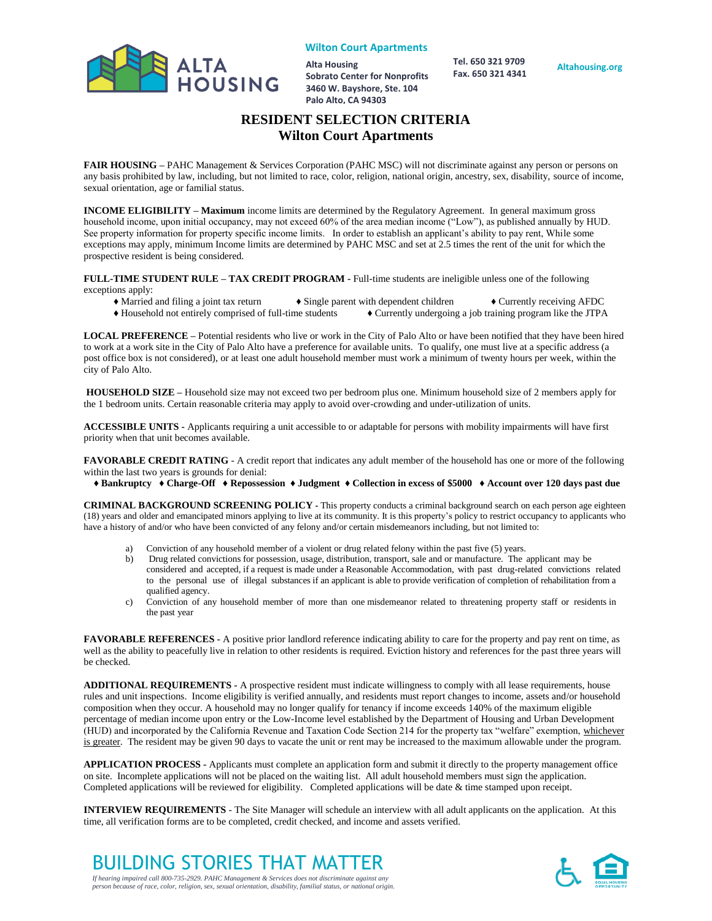**Wilton Court Apartments**

**Alta Housing**
**Sobrato Center for Nonprofits**
**3460 W. Bayshore, Ste. 104**
**Palo Alto, CA 94303**

**Tel. 650 321 9709**
**Fax. 650 321 4341**

**Altahousing.org**

# RESIDENT SELECTION CRITERIA
## Wilton Court Apartments

**FAIR HOUSING** – PAHC Management & Services Corporation (PAHC MSC) will not discriminate against any person or persons on any basis prohibited by law, including, but not limited to race, color, religion, national origin, ancestry, sex, disability, source of income, sexual orientation, age or familial status.

**INCOME ELIGIBILITY – Maximum** income limits are determined by the Regulatory Agreement. In general maximum gross household income, upon initial occupancy, may not exceed 60% of the area median income ("Low"), as published annually by HUD. See property information for property specific income limits. In order to establish an applicant's ability to pay rent, While some exceptions may apply, minimum Income limits are determined by PAHC MSC and set at 2.5 times the rent of the unit for which the prospective resident is being considered.

**FULL-TIME STUDENT RULE – TAX CREDIT PROGRAM** - Full-time students are ineligible unless one of the following exceptions apply:

- ♦ Married and filing a joint tax return
- ♦ Single parent with dependent children
- ♦ Currently receiving AFDC
- ♦ Household not entirely comprised of full-time students
- ♦ Currently undergoing a job training program like the JTPA

**LOCAL PREFERENCE** – Potential residents who live or work in the City of Palo Alto or have been notified that they have been hired to work at a work site in the City of Palo Alto have a preference for available units. To qualify, one must live at a specific address (a post office box is not considered), or at least one adult household member must work a minimum of twenty hours per week, within the city of Palo Alto.

**HOUSEHOLD SIZE** – Household size may not exceed two per bedroom plus one. Minimum household size of 2 members apply for the 1 bedroom units. Certain reasonable criteria may apply to avoid over-crowding and under-utilization of units.

**ACCESSIBLE UNITS** - Applicants requiring a unit accessible to or adaptable for persons with mobility impairments will have first priority when that unit becomes available.

**FAVORABLE CREDIT RATING** - A credit report that indicates any adult member of the household has one or more of the following within the last two years is grounds for denial:

**♦ Bankruptcy ♦ Charge-Off ♦ Repossession ♦ Judgment ♦ Collection in excess of $5000 ♦ Account over 120 days past due**

**CRIMINAL BACKGROUND SCREENING POLICY** - This property conducts a criminal background search on each person age eighteen (18) years and older and emancipated minors applying to live at its community. It is this property's policy to restrict occupancy to applicants who have a history of and/or who have been convicted of any felony and/or certain misdemeanors including, but not limited to:

a) Conviction of any household member of a violent or drug related felony within the past five (5) years.

b) Drug related convictions for possession, usage, distribution, transport, sale and or manufacture. The applicant may be considered and accepted, if a request is made under a Reasonable Accommodation, with past drug-related convictions related to the personal use of illegal substances if an applicant is able to provide verification of completion of rehabilitation from a qualified agency.

c) Conviction of any household member of more than one misdemeanor related to threatening property staff or residents in the past year

**FAVORABLE REFERENCES** - A positive prior landlord reference indicating ability to care for the property and pay rent on time, as well as the ability to peacefully live in relation to other residents is required. Eviction history and references for the past three years will be checked.

**ADDITIONAL REQUIREMENTS** - A prospective resident must indicate willingness to comply with all lease requirements, house rules and unit inspections. Income eligibility is verified annually, and residents must report changes to income, assets and/or household composition when they occur. A household may no longer qualify for tenancy if income exceeds 140% of the maximum eligible percentage of median income upon entry or the Low-Income level established by the Department of Housing and Urban Development (HUD) and incorporated by the California Revenue and Taxation Code Section 214 for the property tax "welfare" exemption, whichever is greater. The resident may be given 90 days to vacate the unit or rent may be increased to the maximum allowable under the program.

**APPLICATION PROCESS** - Applicants must complete an application form and submit it directly to the property management office on site. Incomplete applications will not be placed on the waiting list. All adult household members must sign the application. Completed applications will be reviewed for eligibility. Completed applications will be date & time stamped upon receipt.

**INTERVIEW REQUIREMENTS** - The Site Manager will schedule an interview with all adult applicants on the application. At this time, all verification forms are to be completed, credit checked, and income and assets verified.

BUILDING STORIES THAT MATTER

*If hearing impaired call 800-735-2929. PAHC Management & Services does not discriminate against any person because of race, color, religion, sex, sexual orientation, disability, familial status, or national origin.*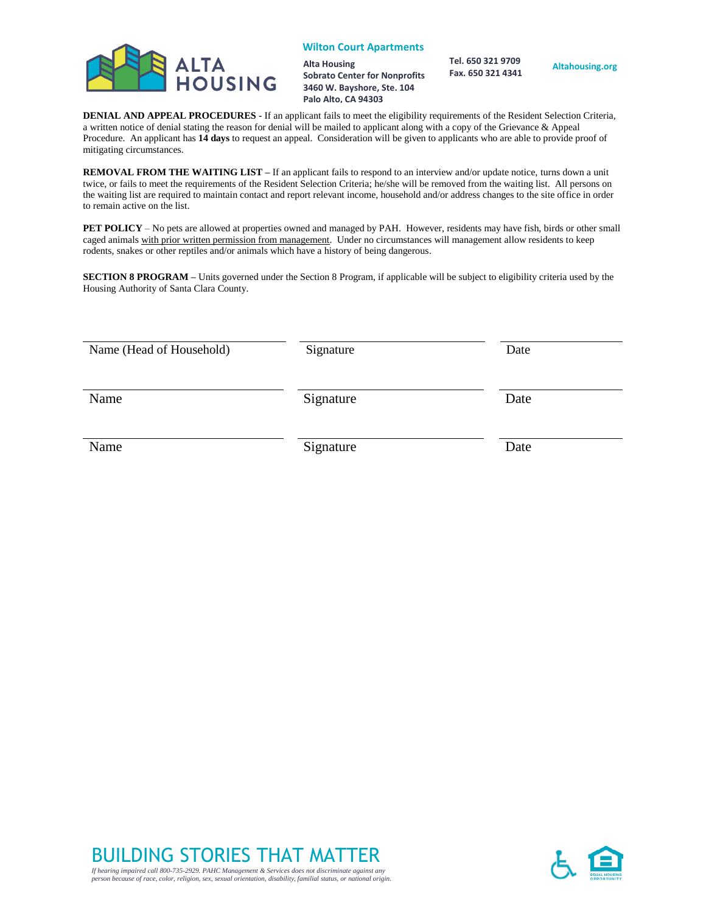**DENIAL AND APPEAL PROCEDURES -** If an applicant fails to meet the eligibility requirements of the Resident Selection Criteria, a written notice of denial stating the reason for denial will be mailed to applicant along with a copy of the Grievance & Appeal Procedure. An applicant has **14 days** to request an appeal. Consideration will be given to applicants who are able to provide proof of mitigating circumstances.

**REMOVAL FROM THE WAITING LIST –** If an applicant fails to respond to an interview and/or update notice, turns down a unit twice, or fails to meet the requirements of the Resident Selection Criteria; he/she will be removed from the waiting list. All persons on the waiting list are required to maintain contact and report relevant income, household and/or address changes to the site office in order to remain active on the list.

**PET POLICY** – No pets are allowed at properties owned and managed by PAH. However, residents may have fish, birds or other small caged animals with prior written permission from management. Under no circumstances will management allow residents to keep rodents, snakes or other reptiles and/or animals which have a history of being dangerous.

**SECTION 8 PROGRAM –** Units governed under the Section 8 Program, if applicable will be subject to eligibility criteria used by the Housing Authority of Santa Clara County.

| Name (Head of Household) | Signature | Date |
|---|---|---|
| Name | Signature | Date |
| Name | Signature | Date |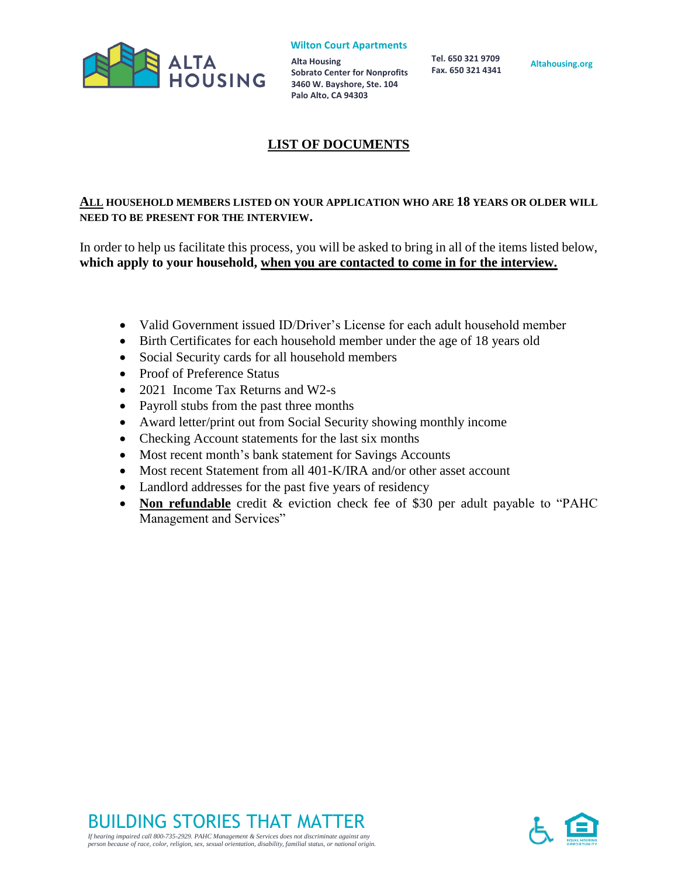**Wilton Court Apartments**

**Alta Housing**
**Sobrato Center for Nonprofits**
**3460 W. Bayshore, Ste. 104**
**Palo Alto, CA 94303**

**Tel. 650 321 9709**
**Fax. 650 321 4341**

**Altahousing.org**

## LIST OF DOCUMENTS

**ALL HOUSEHOLD MEMBERS LISTED ON YOUR APPLICATION WHO ARE 18 YEARS OR OLDER WILL NEED TO BE PRESENT FOR THE INTERVIEW.**

In order to help us facilitate this process, you will be asked to bring in all of the items listed below, **which apply to your household, when you are contacted to come in for the interview.**

- Valid Government issued ID/Driver's License for each adult household member
- Birth Certificates for each household member under the age of 18 years old
- Social Security cards for all household members
- Proof of Preference Status
- 2021 Income Tax Returns and W2-s
- Payroll stubs from the past three months
- Award letter/print out from Social Security showing monthly income
- Checking Account statements for the last six months
- Most recent month's bank statement for Savings Accounts
- Most recent Statement from all 401-K/IRA and/or other asset account
- Landlord addresses for the past five years of residency
- **Non refundable** credit & eviction check fee of $30 per adult payable to "PAHC Management and Services"

BUILDING STORIES THAT MATTER

*If hearing impaired call 800-735-2929. PAHC Management & Services does not discriminate against any person because of race, color, religion, sex, sexual orientation, disability, familial status, or national origin.*